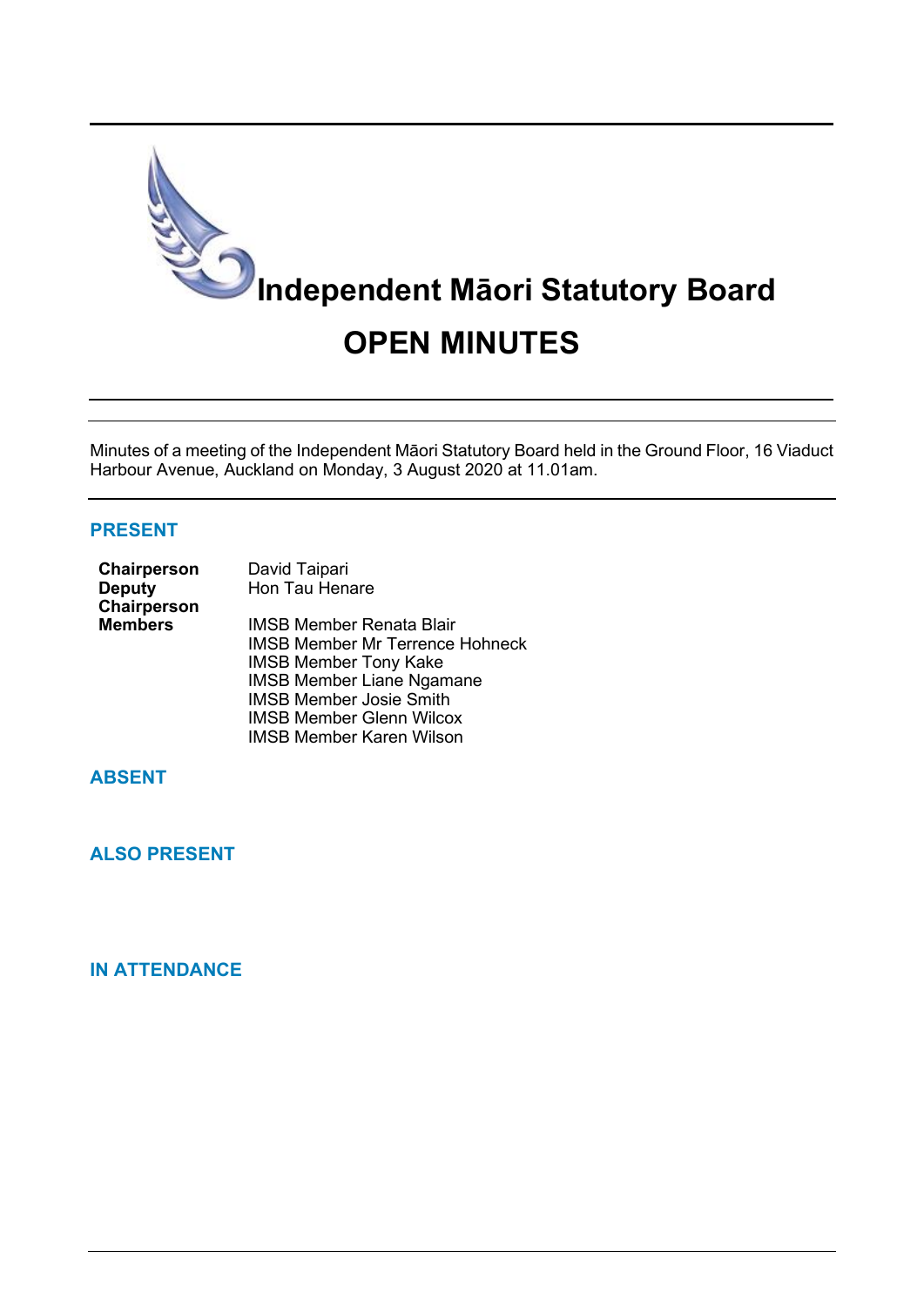# Independent Māori Statutory Board

# OPEN MINUTES

Minutes of a meeting of the Independent Māori Statutory Board held in the Ground Floor, 16 Viaduct Harbour Avenue, Auckland on Monday, 3 August 2020 at 11.01am.

## PRESENT

| | |
|---|---|
| **Chairperson** | David Taipari |
| **Deputy Chairperson** | Hon Tau Henare |
| **Members** | IMSB Member Renata Blair |
| | IMSB Member Mr Terrence Hohneck |
| | IMSB Member Tony Kake |
| | IMSB Member Liane Ngamane |
| | IMSB Member Josie Smith |
| | IMSB Member Glenn Wilcox |
| | IMSB Member Karen Wilson |

## ABSENT

## ALSO PRESENT

## IN ATTENDANCE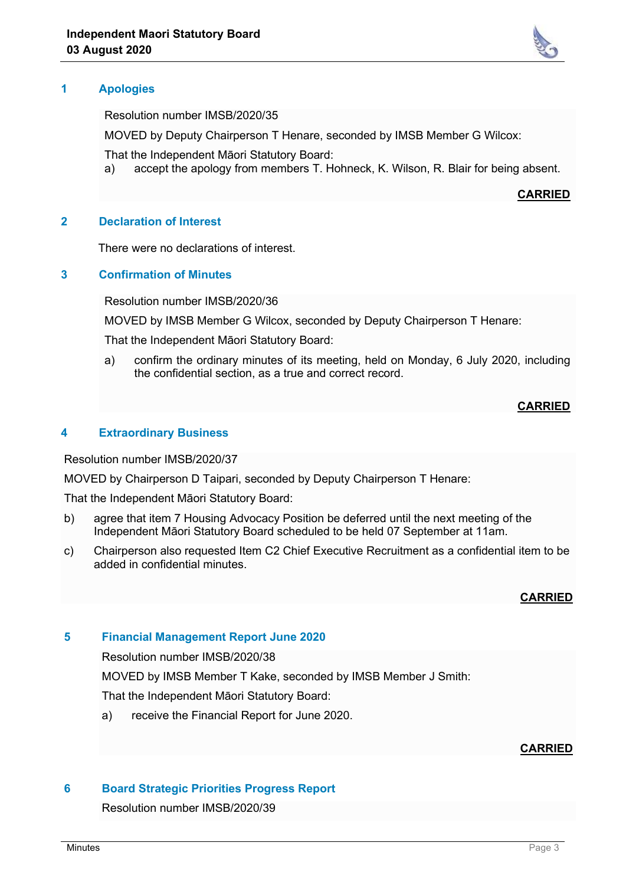## 1 Apologies

Resolution number IMSB/2020/35

MOVED by Deputy Chairperson T Henare, seconded by IMSB Member G Wilcox:

That the Independent Māori Statutory Board:

a) accept the apology from members T. Hohneck, K. Wilson, R. Blair for being absent.

**CARRIED**

## 2 Declaration of Interest

There were no declarations of interest.

## 3 Confirmation of Minutes

Resolution number IMSB/2020/36

MOVED by IMSB Member G Wilcox, seconded by Deputy Chairperson T Henare:

That the Independent Māori Statutory Board:

a) confirm the ordinary minutes of its meeting, held on Monday, 6 July 2020, including the confidential section, as a true and correct record.

**CARRIED**

## 4 Extraordinary Business

Resolution number IMSB/2020/37

MOVED by Chairperson D Taipari, seconded by Deputy Chairperson T Henare:

That the Independent Māori Statutory Board:

b) agree that item 7 Housing Advocacy Position be deferred until the next meeting of the Independent Māori Statutory Board scheduled to be held 07 September at 11am.

c) Chairperson also requested Item C2 Chief Executive Recruitment as a confidential item to be added in confidential minutes.

**CARRIED**

## 5 Financial Management Report June 2020

Resolution number IMSB/2020/38

MOVED by IMSB Member T Kake, seconded by IMSB Member J Smith:

That the Independent Māori Statutory Board:

a) receive the Financial Report for June 2020.

**CARRIED**

## 6 Board Strategic Priorities Progress Report

Resolution number IMSB/2020/39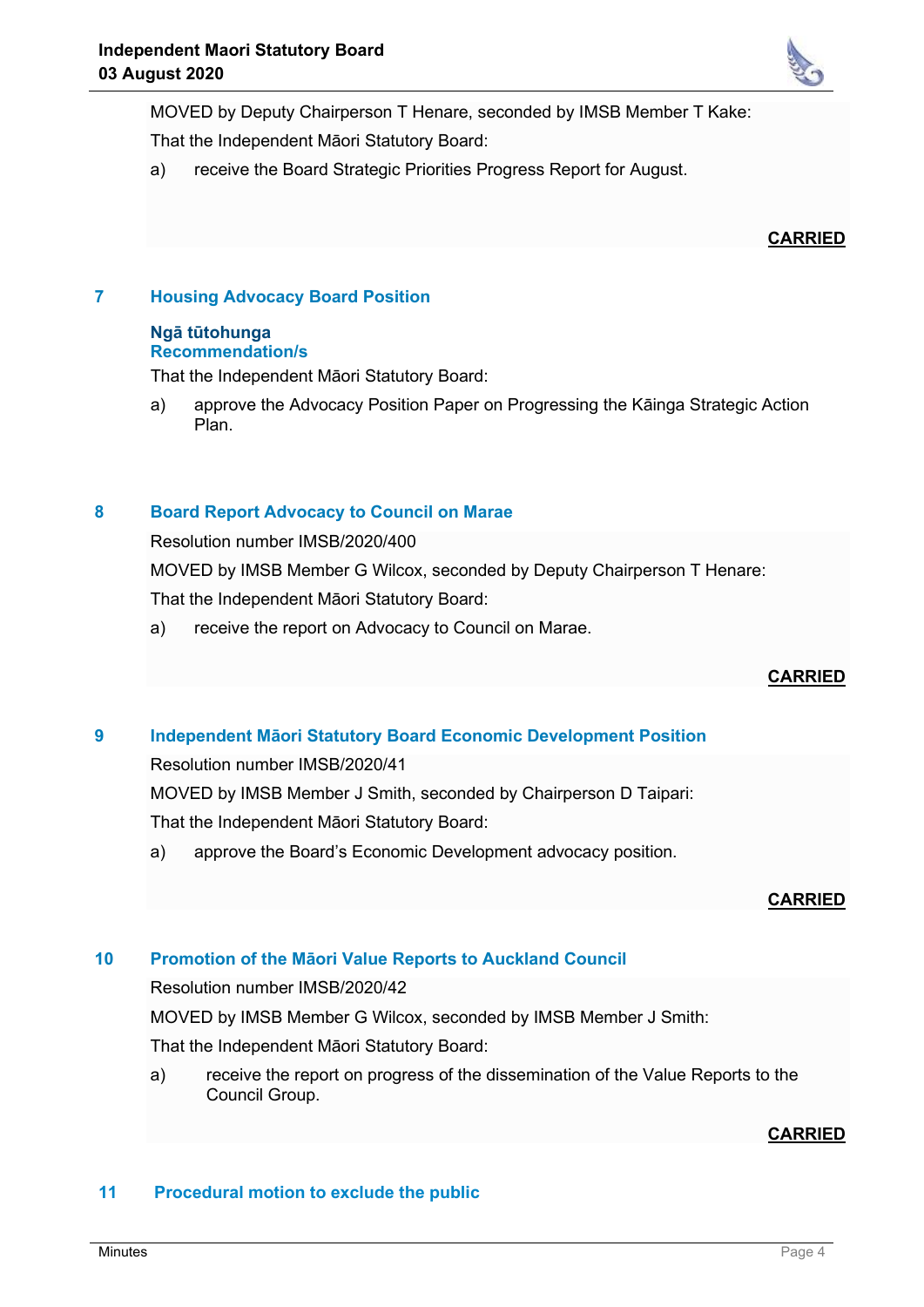MOVED by Deputy Chairperson T Henare, seconded by IMSB Member T Kake:

That the Independent Māori Statutory Board:

a) receive the Board Strategic Priorities Progress Report for August.

**CARRIED**

## 7 Housing Advocacy Board Position

### Ngā tūtohunga
### Recommendation/s

That the Independent Māori Statutory Board:

a) approve the Advocacy Position Paper on Progressing the Kāinga Strategic Action Plan.

## 8 Board Report Advocacy to Council on Marae

Resolution number IMSB/2020/400

MOVED by IMSB Member G Wilcox, seconded by Deputy Chairperson T Henare:

That the Independent Māori Statutory Board:

a) receive the report on Advocacy to Council on Marae.

**CARRIED**

## 9 Independent Māori Statutory Board Economic Development Position

Resolution number IMSB/2020/41

MOVED by IMSB Member J Smith, seconded by Chairperson D Taipari:

That the Independent Māori Statutory Board:

a) approve the Board's Economic Development advocacy position.

**CARRIED**

## 10 Promotion of the Māori Value Reports to Auckland Council

Resolution number IMSB/2020/42

MOVED by IMSB Member G Wilcox, seconded by IMSB Member J Smith:

That the Independent Māori Statutory Board:

a) receive the report on progress of the dissemination of the Value Reports to the Council Group.

**CARRIED**

## 11 Procedural motion to exclude the public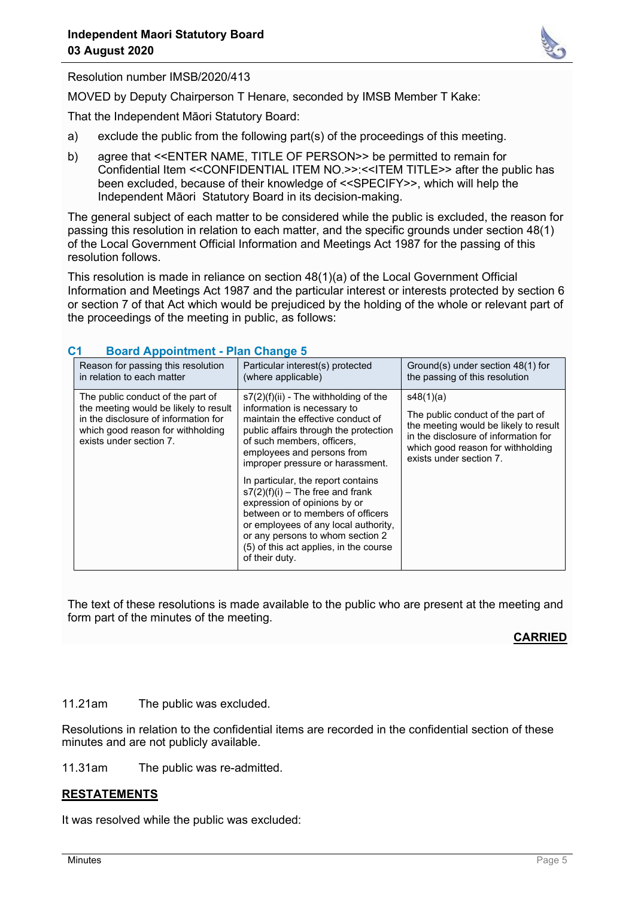Resolution number IMSB/2020/413

MOVED by Deputy Chairperson T Henare, seconded by IMSB Member T Kake:

That the Independent Māori Statutory Board:

a) exclude the public from the following part(s) of the proceedings of this meeting.

b) agree that <<ENTER NAME, TITLE OF PERSON>> be permitted to remain for Confidential Item <<CONFIDENTIAL ITEM NO.>>:<<ITEM TITLE>> after the public has been excluded, because of their knowledge of <<SPECIFY>>, which will help the Independent Māori Statutory Board in its decision-making.

The general subject of each matter to be considered while the public is excluded, the reason for passing this resolution in relation to each matter, and the specific grounds under section 48(1) of the Local Government Official Information and Meetings Act 1987 for the passing of this resolution follows.

This resolution is made in reliance on section 48(1)(a) of the Local Government Official Information and Meetings Act 1987 and the particular interest or interests protected by section 6 or section 7 of that Act which would be prejudiced by the holding of the whole or relevant part of the proceedings of the meeting in public, as follows:

### C1 Board Appointment - Plan Change 5

| Reason for passing this resolution in relation to each matter | Particular interest(s) protected (where applicable) | Ground(s) under section 48(1) for the passing of this resolution |
|---|---|---|
| The public conduct of the part of the meeting would be likely to result in the disclosure of information for which good reason for withholding exists under section 7. | s7(2)(f)(ii) - The withholding of the information is necessary to maintain the effective conduct of public affairs through the protection of such members, officers, employees and persons from improper pressure or harassment.<br><br>In particular, the report contains s7(2)(f)(i) – The free and frank expression of opinions by or between or to members of officers or employees of any local authority, or any persons to whom section 2 (5) of this act applies, in the course of their duty. | s48(1)(a)<br><br>The public conduct of the part of the meeting would be likely to result in the disclosure of information for which good reason for withholding exists under section 7. |

The text of these resolutions is made available to the public who are present at the meeting and form part of the minutes of the meeting.

**CARRIED**

11.21am The public was excluded.

Resolutions in relation to the confidential items are recorded in the confidential section of these minutes and are not publicly available.

11.31am The public was re-admitted.

## RESTATEMENTS

It was resolved while the public was excluded: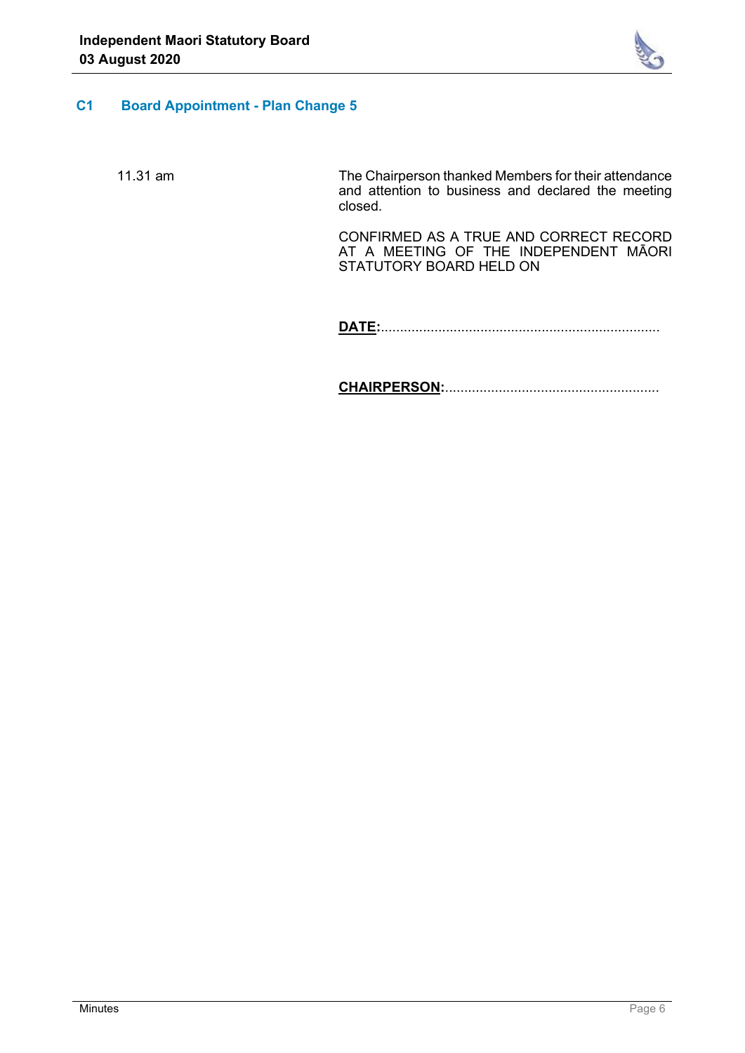## C1 Board Appointment - Plan Change 5

11.31 am

The Chairperson thanked Members for their attendance and attention to business and declared the meeting closed.

CONFIRMED AS A TRUE AND CORRECT RECORD AT A MEETING OF THE INDEPENDENT MĀORI STATUTORY BOARD HELD ON

**DATE:**.........................................................................

**CHAIRPERSON:**........................................................